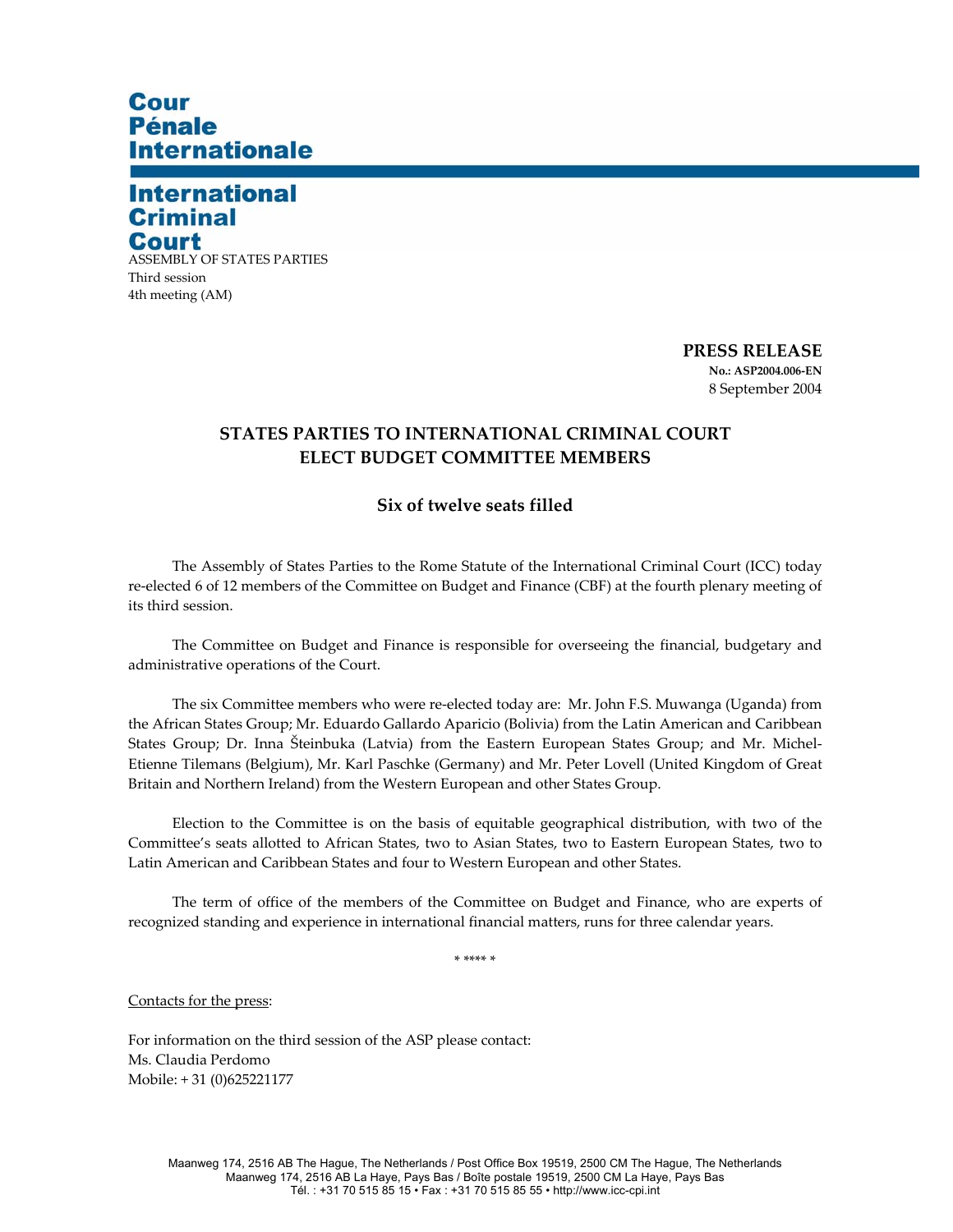Cour
Pénale
Internationale

International
Criminal
Court

ASSEMBLY OF STATES PARTIES
Third session
4th meeting (AM)

**PRESS RELEASE**
**No.: ASP2004.006-EN**
8 September 2004

## STATES PARTIES TO INTERNATIONAL CRIMINAL COURT ELECT BUDGET COMMITTEE MEMBERS

### Six of twelve seats filled

The Assembly of States Parties to the Rome Statute of the International Criminal Court (ICC) today re-elected 6 of 12 members of the Committee on Budget and Finance (CBF) at the fourth plenary meeting of its third session.

The Committee on Budget and Finance is responsible for overseeing the financial, budgetary and administrative operations of the Court.

The six Committee members who were re-elected today are: Mr. John F.S. Muwanga (Uganda) from the African States Group; Mr. Eduardo Gallardo Aparicio (Bolivia) from the Latin American and Caribbean States Group; Dr. Inna Šteinbuka (Latvia) from the Eastern European States Group; and Mr. Michel-Etienne Tilemans (Belgium), Mr. Karl Paschke (Germany) and Mr. Peter Lovell (United Kingdom of Great Britain and Northern Ireland) from the Western European and other States Group.

Election to the Committee is on the basis of equitable geographical distribution, with two of the Committee's seats allotted to African States, two to Asian States, two to Eastern European States, two to Latin American and Caribbean States and four to Western European and other States.

The term of office of the members of the Committee on Budget and Finance, who are experts of recognized standing and experience in international financial matters, runs for three calendar years.

\* **** *

Contacts for the press:

For information on the third session of the ASP please contact:
Ms. Claudia Perdomo
Mobile: + 31 (0)625221177

Maanweg 174, 2516 AB The Hague, The Netherlands / Post Office Box 19519, 2500 CM The Hague, The Netherlands
Maanweg 174, 2516 AB La Haye, Pays Bas / Boîte postale 19519, 2500 CM La Haye, Pays Bas
Tél. : +31 70 515 85 15 • Fax : +31 70 515 85 55 • http://www.icc-cpi.int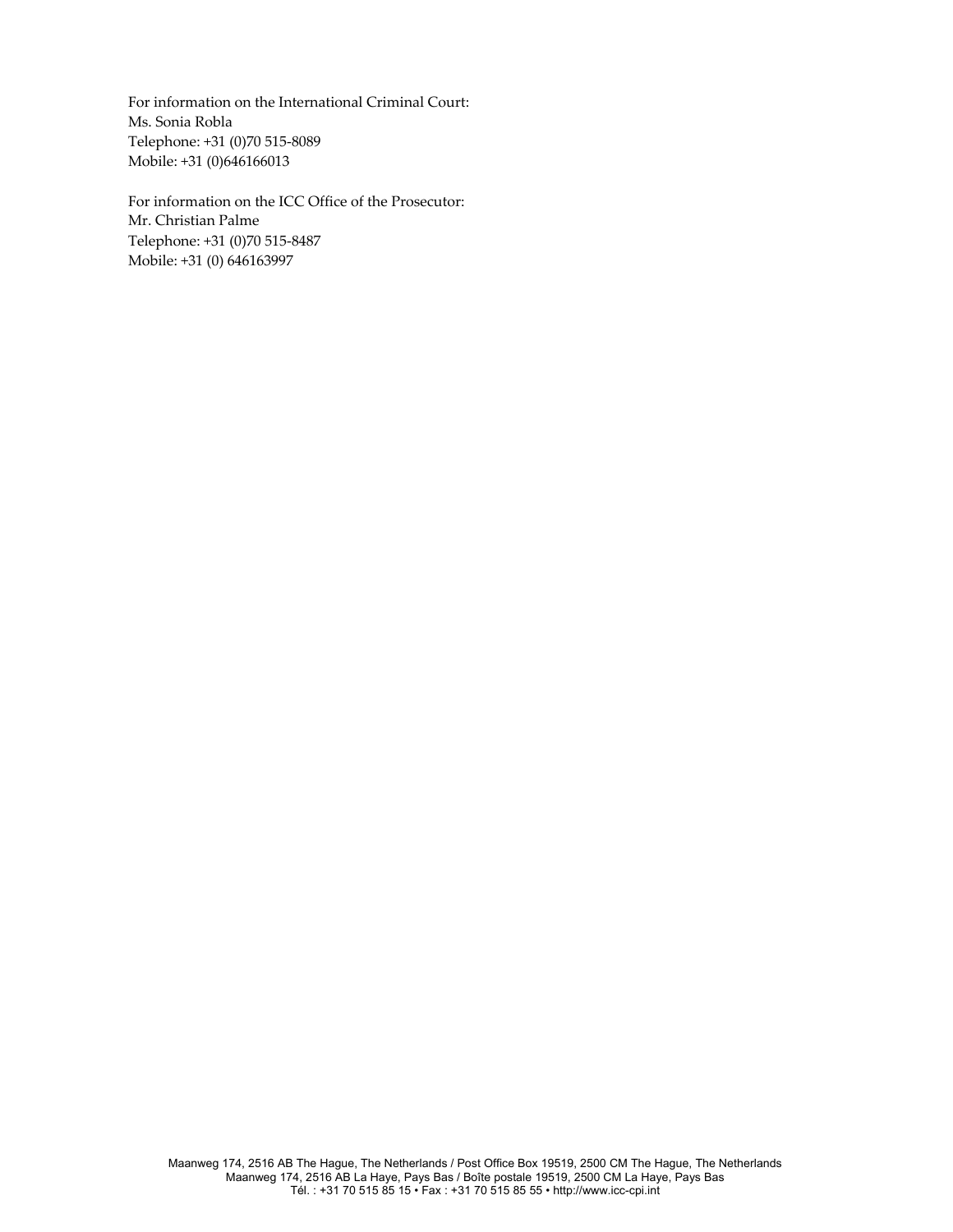For information on the International Criminal Court:
Ms. Sonia Robla
Telephone: +31 (0)70 515-8089
Mobile: +31 (0)646166013

For information on the ICC Office of the Prosecutor:
Mr. Christian Palme
Telephone: +31 (0)70 515-8487
Mobile: +31 (0) 646163997